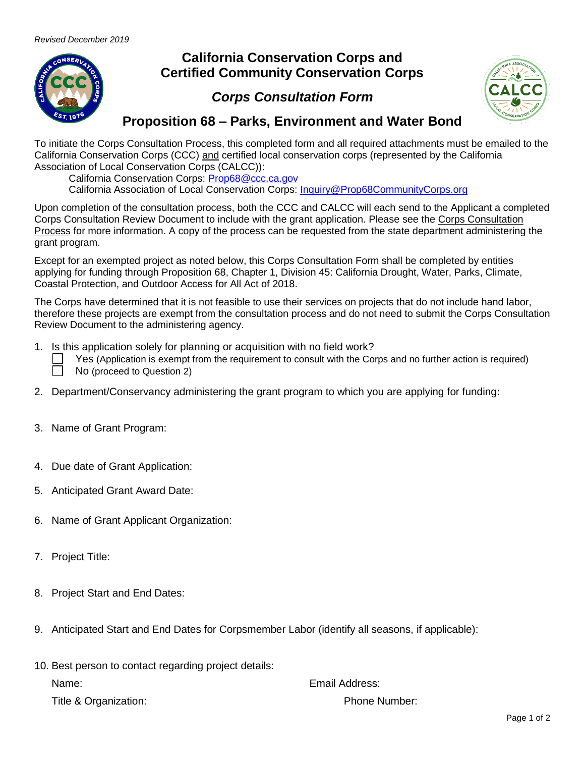*Revised December 2019*

# California Conservation Corps and Certified Community Conservation Corps

## *Corps Consultation Form*

## Proposition 68 – Parks, Environment and Water Bond

To initiate the Corps Consultation Process, this completed form and all required attachments must be emailed to the California Conservation Corps (CCC) and certified local conservation corps (represented by the California Association of Local Conservation Corps (CALCC)):

California Conservation Corps: Prop68@ccc.ca.gov
California Association of Local Conservation Corps: Inquiry@Prop68CommunityCorps.org

Upon completion of the consultation process, both the CCC and CALCC will each send to the Applicant a completed Corps Consultation Review Document to include with the grant application. Please see the Corps Consultation Process for more information. A copy of the process can be requested from the state department administering the grant program.

Except for an exempted project as noted below, this Corps Consultation Form shall be completed by entities applying for funding through Proposition 68, Chapter 1, Division 45: California Drought, Water, Parks, Climate, Coastal Protection, and Outdoor Access for All Act of 2018.

The Corps have determined that it is not feasible to use their services on projects that do not include hand labor, therefore these projects are exempt from the consultation process and do not need to submit the Corps Consultation Review Document to the administering agency.

1. Is this application solely for planning or acquisition with no field work?
   - ☐ Yes (Application is exempt from the requirement to consult with the Corps and no further action is required)
   - ☐ No (proceed to Question 2)
2. Department/Conservancy administering the grant program to which you are applying for funding**:**
3. Name of Grant Program:
4. Due date of Grant Application:
5. Anticipated Grant Award Date:
6. Name of Grant Applicant Organization:
7. Project Title:
8. Project Start and End Dates:
9. Anticipated Start and End Dates for Corpsmember Labor (identify all seasons, if applicable):
10. Best person to contact regarding project details:

    Name:  Email Address:

    Title & Organization:  Phone Number: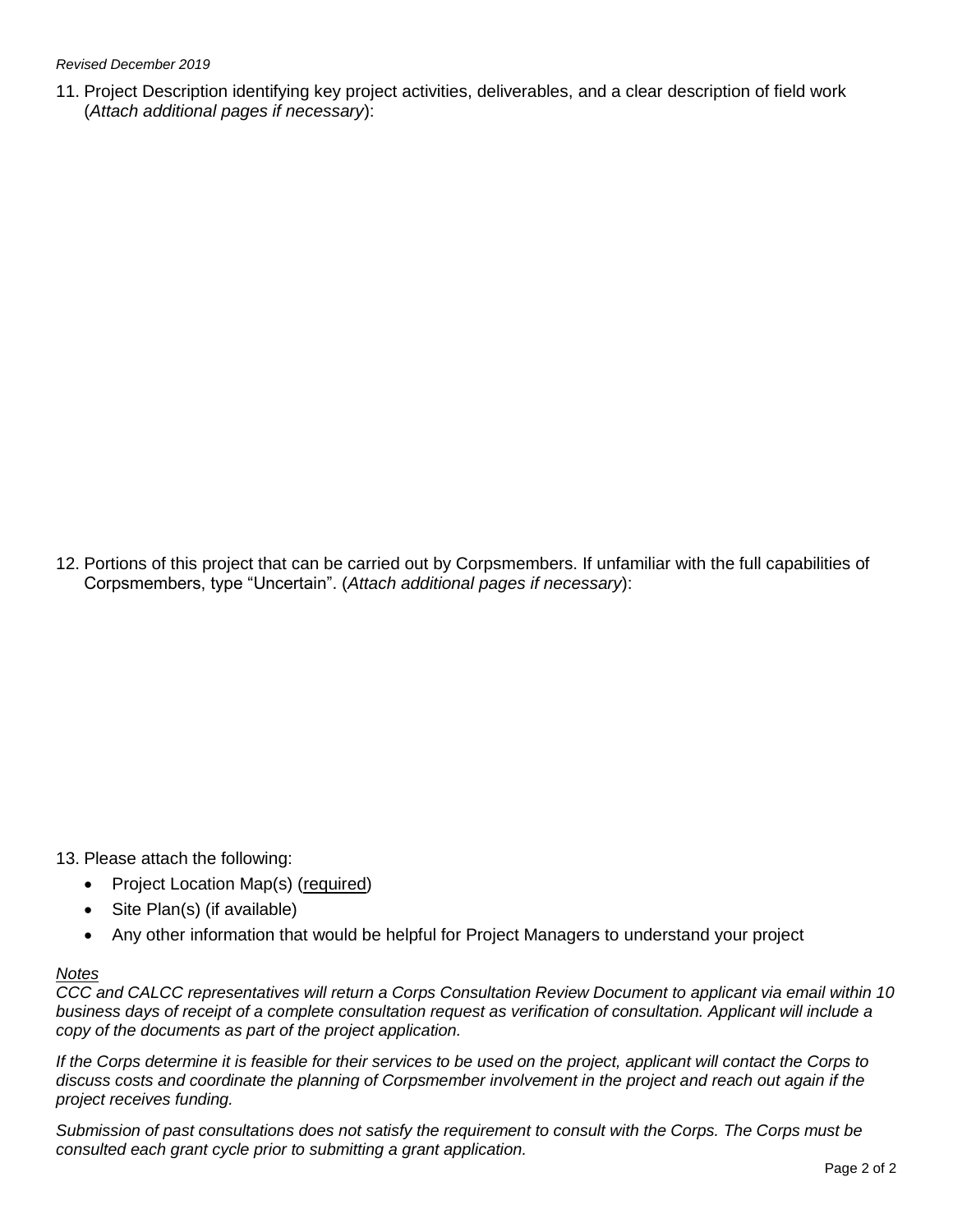*Revised December 2019*

11. Project Description identifying key project activities, deliverables, and a clear description of field work (*Attach additional pages if necessary*):

12. Portions of this project that can be carried out by Corpsmembers. If unfamiliar with the full capabilities of Corpsmembers, type "Uncertain". (*Attach additional pages if necessary*):

13. Please attach the following:
    - Project Location Map(s) (required)
    - Site Plan(s) (if available)
    - Any other information that would be helpful for Project Managers to understand your project

*Notes*

*CCC and CALCC representatives will return a Corps Consultation Review Document to applicant via email within 10 business days of receipt of a complete consultation request as verification of consultation. Applicant will include a copy of the documents as part of the project application.*

*If the Corps determine it is feasible for their services to be used on the project, applicant will contact the Corps to discuss costs and coordinate the planning of Corpsmember involvement in the project and reach out again if the project receives funding.*

*Submission of past consultations does not satisfy the requirement to consult with the Corps. The Corps must be consulted each grant cycle prior to submitting a grant application.*